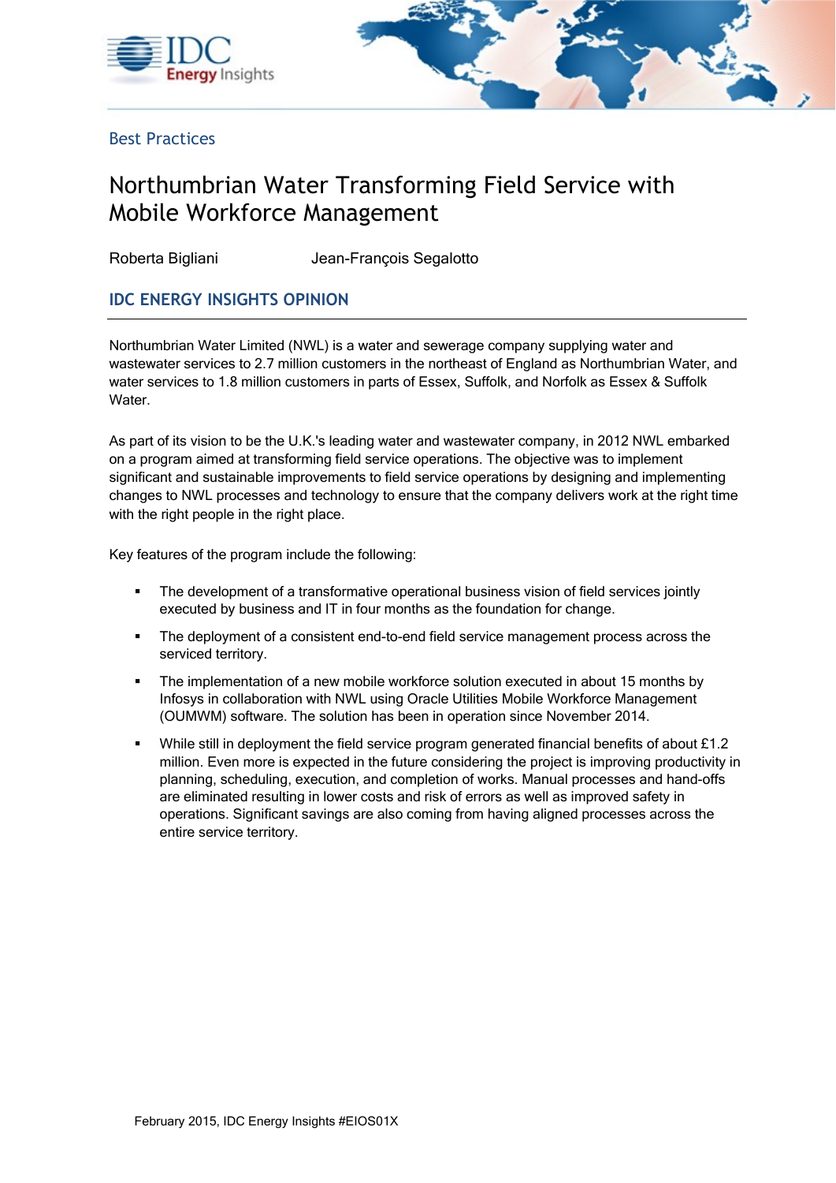Best Practices

# Northumbrian Water Transforming Field Service with Mobile Workforce Management

Roberta Bigliani Jean-François Segalotto

## IDC ENERGY INSIGHTS OPINION

Northumbrian Water Limited (NWL) is a water and sewerage company supplying water and wastewater services to 2.7 million customers in the northeast of England as Northumbrian Water, and water services to 1.8 million customers in parts of Essex, Suffolk, and Norfolk as Essex & Suffolk Water.

As part of its vision to be the U.K.'s leading water and wastewater company, in 2012 NWL embarked on a program aimed at transforming field service operations. The objective was to implement significant and sustainable improvements to field service operations by designing and implementing changes to NWL processes and technology to ensure that the company delivers work at the right time with the right people in the right place.

Key features of the program include the following:

- The development of a transformative operational business vision of field services jointly executed by business and IT in four months as the foundation for change.
- The deployment of a consistent end-to-end field service management process across the serviced territory.
- The implementation of a new mobile workforce solution executed in about 15 months by Infosys in collaboration with NWL using Oracle Utilities Mobile Workforce Management (OUMWM) software. The solution has been in operation since November 2014.
- While still in deployment the field service program generated financial benefits of about £1.2 million. Even more is expected in the future considering the project is improving productivity in planning, scheduling, execution, and completion of works. Manual processes and hand-offs are eliminated resulting in lower costs and risk of errors as well as improved safety in operations. Significant savings are also coming from having aligned processes across the entire service territory.

February 2015, IDC Energy Insights #EIOS01X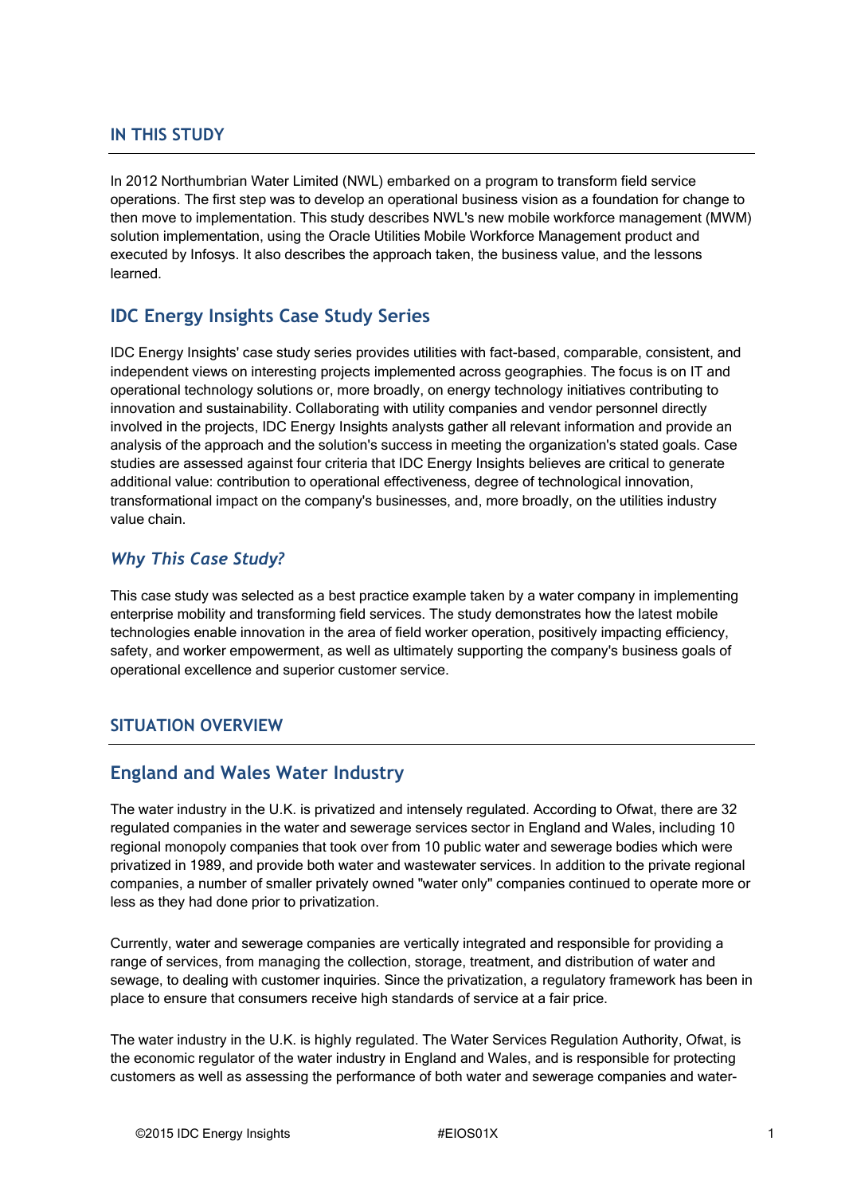## IN THIS STUDY

In 2012 Northumbrian Water Limited (NWL) embarked on a program to transform field service operations. The first step was to develop an operational business vision as a foundation for change to then move to implementation. This study describes NWL's new mobile workforce management (MWM) solution implementation, using the Oracle Utilities Mobile Workforce Management product and executed by Infosys. It also describes the approach taken, the business value, and the lessons learned.

## IDC Energy Insights Case Study Series

IDC Energy Insights' case study series provides utilities with fact-based, comparable, consistent, and independent views on interesting projects implemented across geographies. The focus is on IT and operational technology solutions or, more broadly, on energy technology initiatives contributing to innovation and sustainability. Collaborating with utility companies and vendor personnel directly involved in the projects, IDC Energy Insights analysts gather all relevant information and provide an analysis of the approach and the solution's success in meeting the organization's stated goals. Case studies are assessed against four criteria that IDC Energy Insights believes are critical to generate additional value: contribution to operational effectiveness, degree of technological innovation, transformational impact on the company's businesses, and, more broadly, on the utilities industry value chain.

### *Why This Case Study?*

This case study was selected as a best practice example taken by a water company in implementing enterprise mobility and transforming field services. The study demonstrates how the latest mobile technologies enable innovation in the area of field worker operation, positively impacting efficiency, safety, and worker empowerment, as well as ultimately supporting the company's business goals of operational excellence and superior customer service.

## SITUATION OVERVIEW

## England and Wales Water Industry

The water industry in the U.K. is privatized and intensely regulated. According to Ofwat, there are 32 regulated companies in the water and sewerage services sector in England and Wales, including 10 regional monopoly companies that took over from 10 public water and sewerage bodies which were privatized in 1989, and provide both water and wastewater services. In addition to the private regional companies, a number of smaller privately owned "water only" companies continued to operate more or less as they had done prior to privatization.

Currently, water and sewerage companies are vertically integrated and responsible for providing a range of services, from managing the collection, storage, treatment, and distribution of water and sewage, to dealing with customer inquiries. Since the privatization, a regulatory framework has been in place to ensure that consumers receive high standards of service at a fair price.

The water industry in the U.K. is highly regulated. The Water Services Regulation Authority, Ofwat, is the economic regulator of the water industry in England and Wales, and is responsible for protecting customers as well as assessing the performance of both water and sewerage companies and water-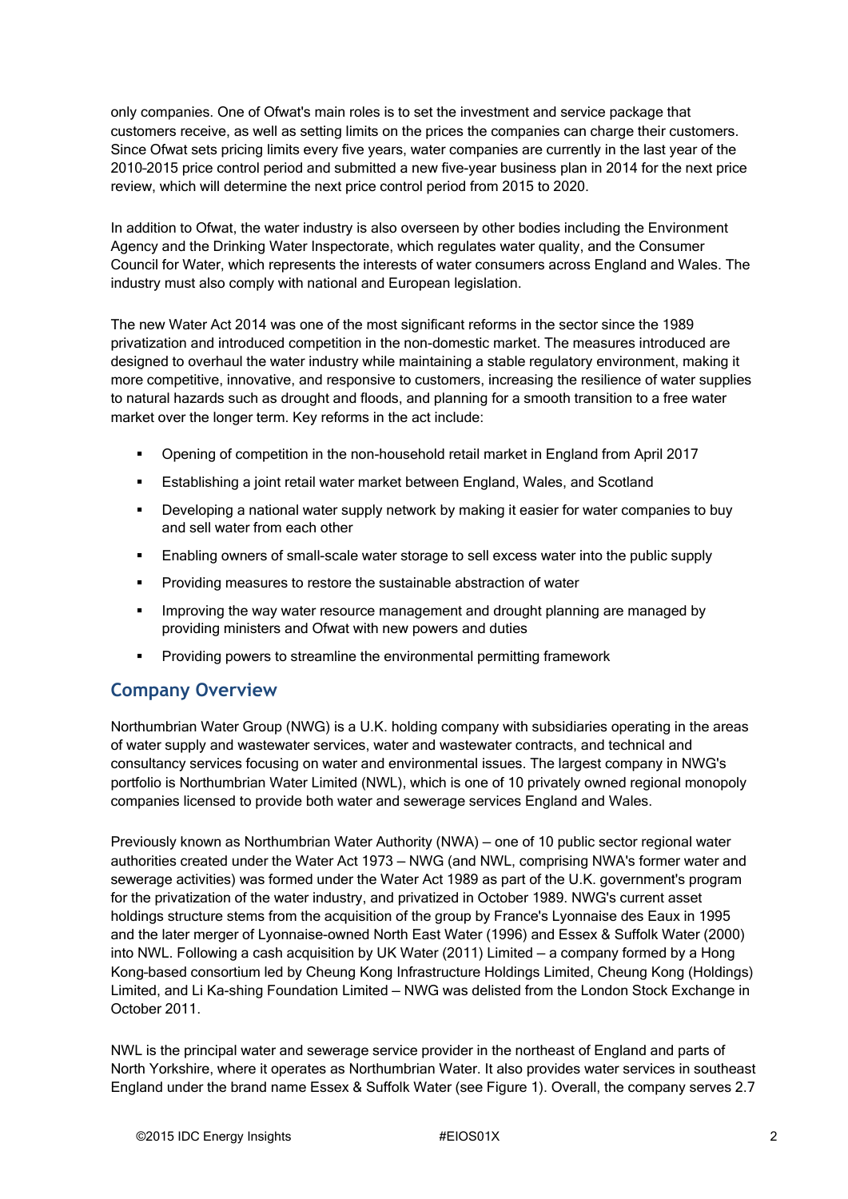only companies. One of Ofwat's main roles is to set the investment and service package that customers receive, as well as setting limits on the prices the companies can charge their customers. Since Ofwat sets pricing limits every five years, water companies are currently in the last year of the 2010-2015 price control period and submitted a new five-year business plan in 2014 for the next price review, which will determine the next price control period from 2015 to 2020.

In addition to Ofwat, the water industry is also overseen by other bodies including the Environment Agency and the Drinking Water Inspectorate, which regulates water quality, and the Consumer Council for Water, which represents the interests of water consumers across England and Wales. The industry must also comply with national and European legislation.

The new Water Act 2014 was one of the most significant reforms in the sector since the 1989 privatization and introduced competition in the non-domestic market. The measures introduced are designed to overhaul the water industry while maintaining a stable regulatory environment, making it more competitive, innovative, and responsive to customers, increasing the resilience of water supplies to natural hazards such as drought and floods, and planning for a smooth transition to a free water market over the longer term. Key reforms in the act include:

- Opening of competition in the non-household retail market in England from April 2017
- Establishing a joint retail water market between England, Wales, and Scotland
- Developing a national water supply network by making it easier for water companies to buy and sell water from each other
- Enabling owners of small-scale water storage to sell excess water into the public supply
- Providing measures to restore the sustainable abstraction of water
- Improving the way water resource management and drought planning are managed by providing ministers and Ofwat with new powers and duties
- Providing powers to streamline the environmental permitting framework

## Company Overview

Northumbrian Water Group (NWG) is a U.K. holding company with subsidiaries operating in the areas of water supply and wastewater services, water and wastewater contracts, and technical and consultancy services focusing on water and environmental issues. The largest company in NWG's portfolio is Northumbrian Water Limited (NWL), which is one of 10 privately owned regional monopoly companies licensed to provide both water and sewerage services England and Wales.

Previously known as Northumbrian Water Authority (NWA) — one of 10 public sector regional water authorities created under the Water Act 1973 — NWG (and NWL, comprising NWA's former water and sewerage activities) was formed under the Water Act 1989 as part of the U.K. government's program for the privatization of the water industry, and privatized in October 1989. NWG's current asset holdings structure stems from the acquisition of the group by France's Lyonnaise des Eaux in 1995 and the later merger of Lyonnaise-owned North East Water (1996) and Essex & Suffolk Water (2000) into NWL. Following a cash acquisition by UK Water (2011) Limited — a company formed by a Hong Kong-based consortium led by Cheung Kong Infrastructure Holdings Limited, Cheung Kong (Holdings) Limited, and Li Ka-shing Foundation Limited — NWG was delisted from the London Stock Exchange in October 2011.

NWL is the principal water and sewerage service provider in the northeast of England and parts of North Yorkshire, where it operates as Northumbrian Water. It also provides water services in southeast England under the brand name Essex & Suffolk Water (see Figure 1). Overall, the company serves 2.7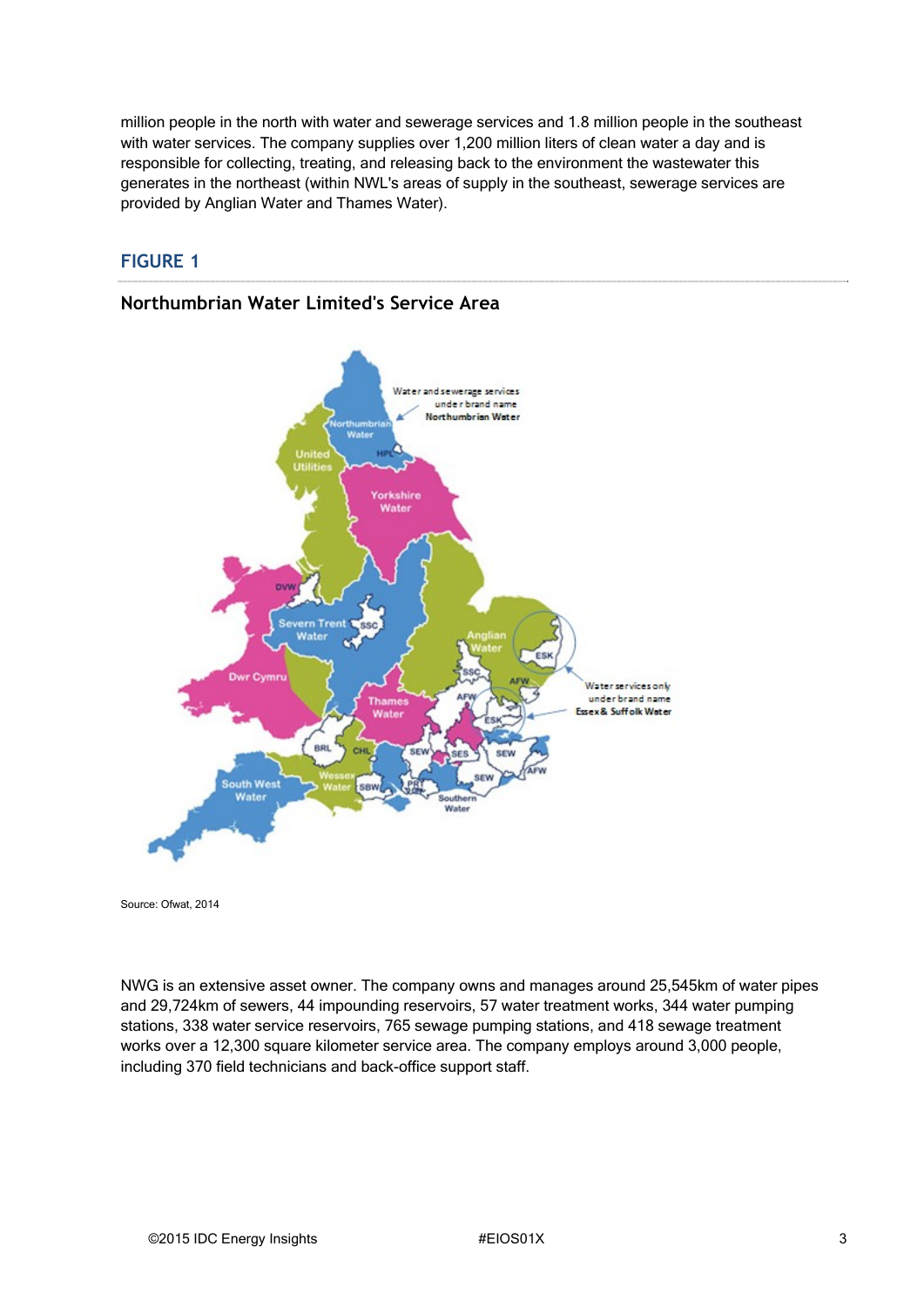million people in the north with water and sewerage services and 1.8 million people in the southeast with water services. The company supplies over 1,200 million liters of clean water a day and is responsible for collecting, treating, and releasing back to the environment the wastewater this generates in the northeast (within NWL's areas of supply in the southeast, sewerage services are provided by Anglian Water and Thames Water).

## FIGURE 1

### Northumbrian Water Limited's Service Area

Source: Ofwat, 2014

NWG is an extensive asset owner. The company owns and manages around 25,545km of water pipes and 29,724km of sewers, 44 impounding reservoirs, 57 water treatment works, 344 water pumping stations, 338 water service reservoirs, 765 sewage pumping stations, and 418 sewage treatment works over a 12,300 square kilometer service area. The company employs around 3,000 people, including 370 field technicians and back-office support staff.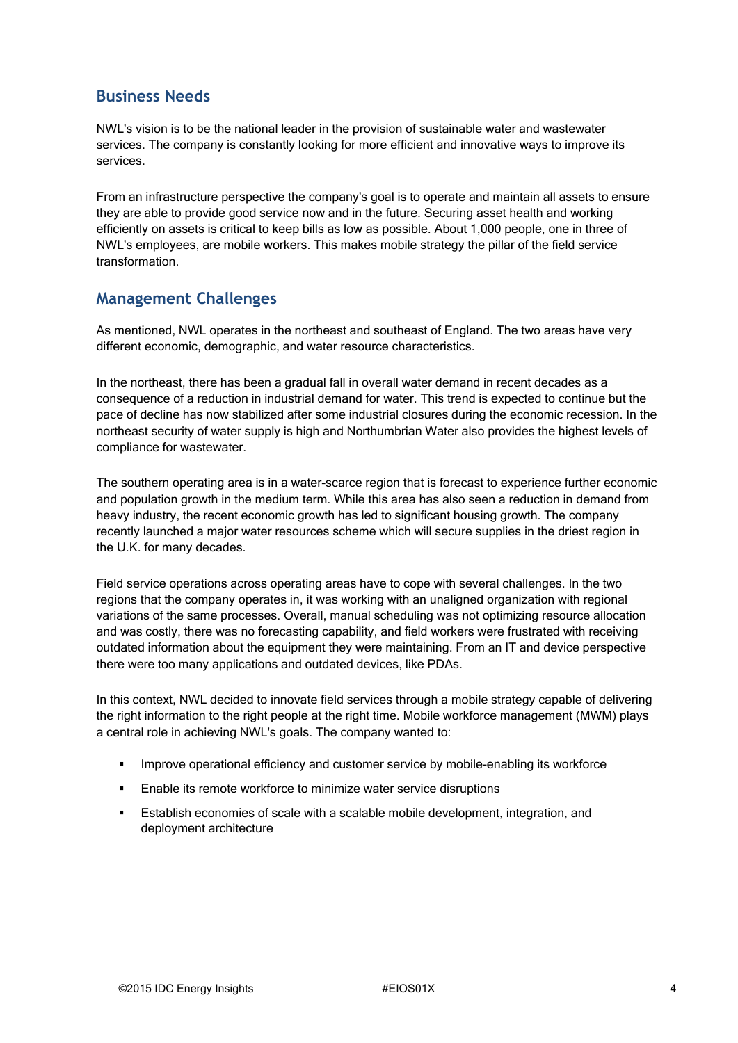## Business Needs

NWL's vision is to be the national leader in the provision of sustainable water and wastewater services. The company is constantly looking for more efficient and innovative ways to improve its services.

From an infrastructure perspective the company's goal is to operate and maintain all assets to ensure they are able to provide good service now and in the future. Securing asset health and working efficiently on assets is critical to keep bills as low as possible. About 1,000 people, one in three of NWL's employees, are mobile workers. This makes mobile strategy the pillar of the field service transformation.

## Management Challenges

As mentioned, NWL operates in the northeast and southeast of England. The two areas have very different economic, demographic, and water resource characteristics.

In the northeast, there has been a gradual fall in overall water demand in recent decades as a consequence of a reduction in industrial demand for water. This trend is expected to continue but the pace of decline has now stabilized after some industrial closures during the economic recession. In the northeast security of water supply is high and Northumbrian Water also provides the highest levels of compliance for wastewater.

The southern operating area is in a water-scarce region that is forecast to experience further economic and population growth in the medium term. While this area has also seen a reduction in demand from heavy industry, the recent economic growth has led to significant housing growth. The company recently launched a major water resources scheme which will secure supplies in the driest region in the U.K. for many decades.

Field service operations across operating areas have to cope with several challenges. In the two regions that the company operates in, it was working with an unaligned organization with regional variations of the same processes. Overall, manual scheduling was not optimizing resource allocation and was costly, there was no forecasting capability, and field workers were frustrated with receiving outdated information about the equipment they were maintaining. From an IT and device perspective there were too many applications and outdated devices, like PDAs.

In this context, NWL decided to innovate field services through a mobile strategy capable of delivering the right information to the right people at the right time. Mobile workforce management (MWM) plays a central role in achieving NWL's goals. The company wanted to:

- Improve operational efficiency and customer service by mobile-enabling its workforce
- Enable its remote workforce to minimize water service disruptions
- Establish economies of scale with a scalable mobile development, integration, and deployment architecture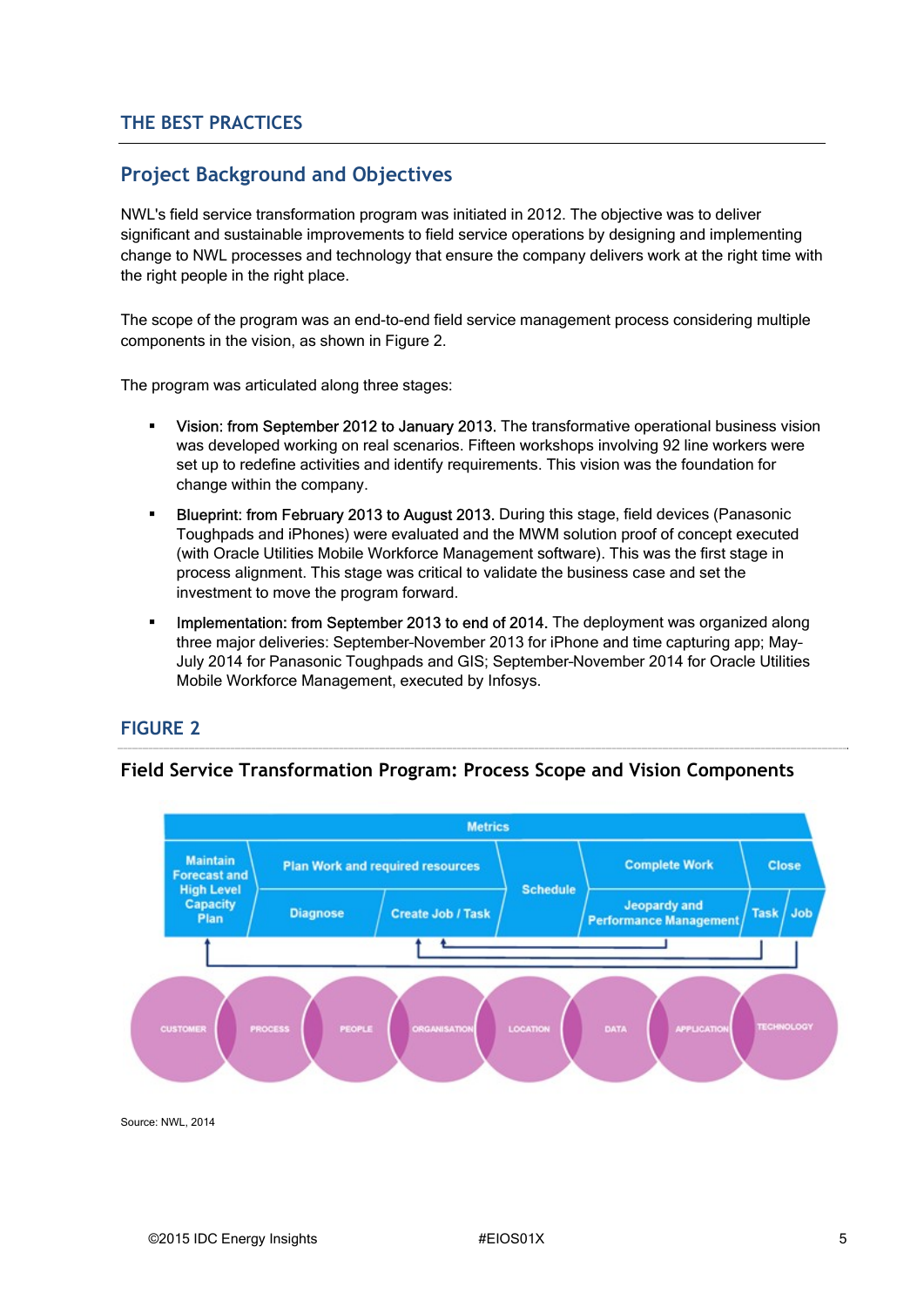## THE BEST PRACTICES

### Project Background and Objectives

NWL's field service transformation program was initiated in 2012. The objective was to deliver significant and sustainable improvements to field service operations by designing and implementing change to NWL processes and technology that ensure the company delivers work at the right time with the right people in the right place.

The scope of the program was an end-to-end field service management process considering multiple components in the vision, as shown in Figure 2.

The program was articulated along three stages:

- Vision: from September 2012 to January 2013. The transformative operational business vision was developed working on real scenarios. Fifteen workshops involving 92 line workers were set up to redefine activities and identify requirements. This vision was the foundation for change within the company.
- Blueprint: from February 2013 to August 2013. During this stage, field devices (Panasonic Toughpads and iPhones) were evaluated and the MWM solution proof of concept executed (with Oracle Utilities Mobile Workforce Management software). This was the first stage in process alignment. This stage was critical to validate the business case and set the investment to move the program forward.
- Implementation: from September 2013 to end of 2014. The deployment was organized along three major deliveries: September-November 2013 for iPhone and time capturing app; May-July 2014 for Panasonic Toughpads and GIS; September-November 2014 for Oracle Utilities Mobile Workforce Management, executed by Infosys.

### FIGURE 2

**Field Service Transformation Program: Process Scope and Vision Components**

Metrics

Maintain Forecast and High Level Capacity Plan | Plan Work and required resources | Diagnose | Create Job / Task | Schedule | Complete Work | Jeopardy and Performance Management | Close | Task | Job

CUSTOMER | PROCESS | PEOPLE | ORGANISATION | LOCATION | DATA | APPLICATION | TECHNOLOGY

Source: NWL, 2014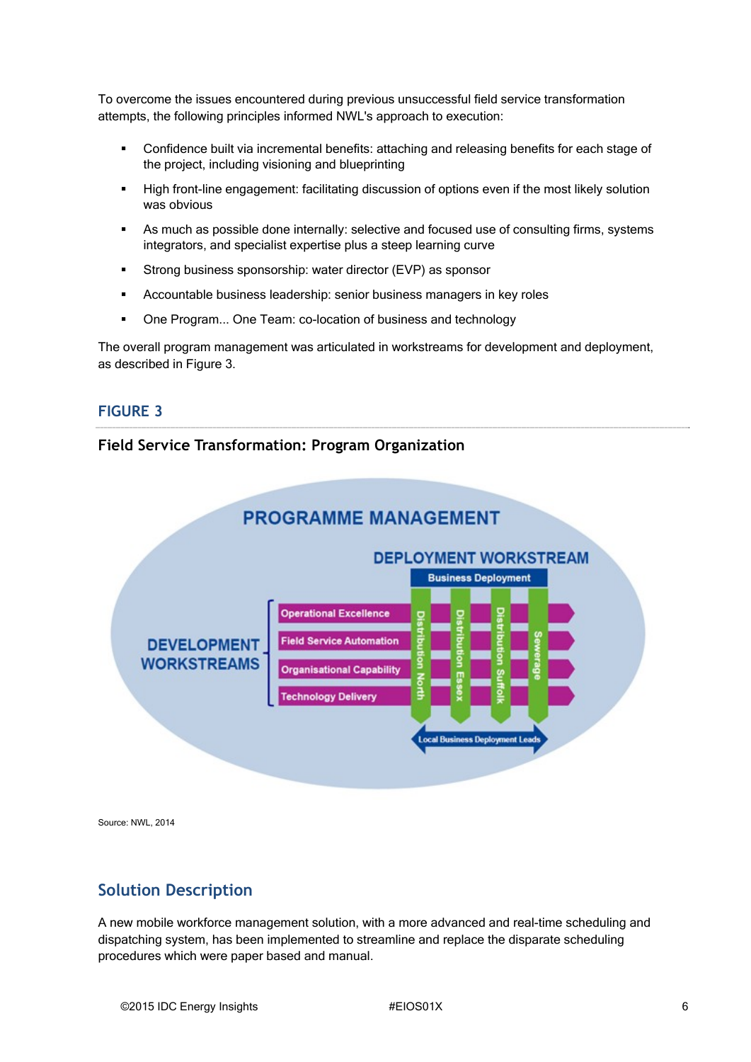To overcome the issues encountered during previous unsuccessful field service transformation attempts, the following principles informed NWL's approach to execution:

- Confidence built via incremental benefits: attaching and releasing benefits for each stage of the project, including visioning and blueprinting
- High front-line engagement: facilitating discussion of options even if the most likely solution was obvious
- As much as possible done internally: selective and focused use of consulting firms, systems integrators, and specialist expertise plus a steep learning curve
- Strong business sponsorship: water director (EVP) as sponsor
- Accountable business leadership: senior business managers in key roles
- One Program... One Team: co-location of business and technology

The overall program management was articulated in workstreams for development and deployment, as described in Figure 3.

## FIGURE 3

**Field Service Transformation: Program Organization**

PROGRAMME MANAGEMENT

DEPLOYMENT WORKSTREAM

Business Deployment

DEVELOPMENT WORKSTREAMS

- Operational Excellence
- Field Service Automation
- Organisational Capability
- Technology Delivery

Distribution North | Distribution Essex | Distribution Suffolk | Sewerage

Local Business Deployment Leads

Source: NWL, 2014

## Solution Description

A new mobile workforce management solution, with a more advanced and real-time scheduling and dispatching system, has been implemented to streamline and replace the disparate scheduling procedures which were paper based and manual.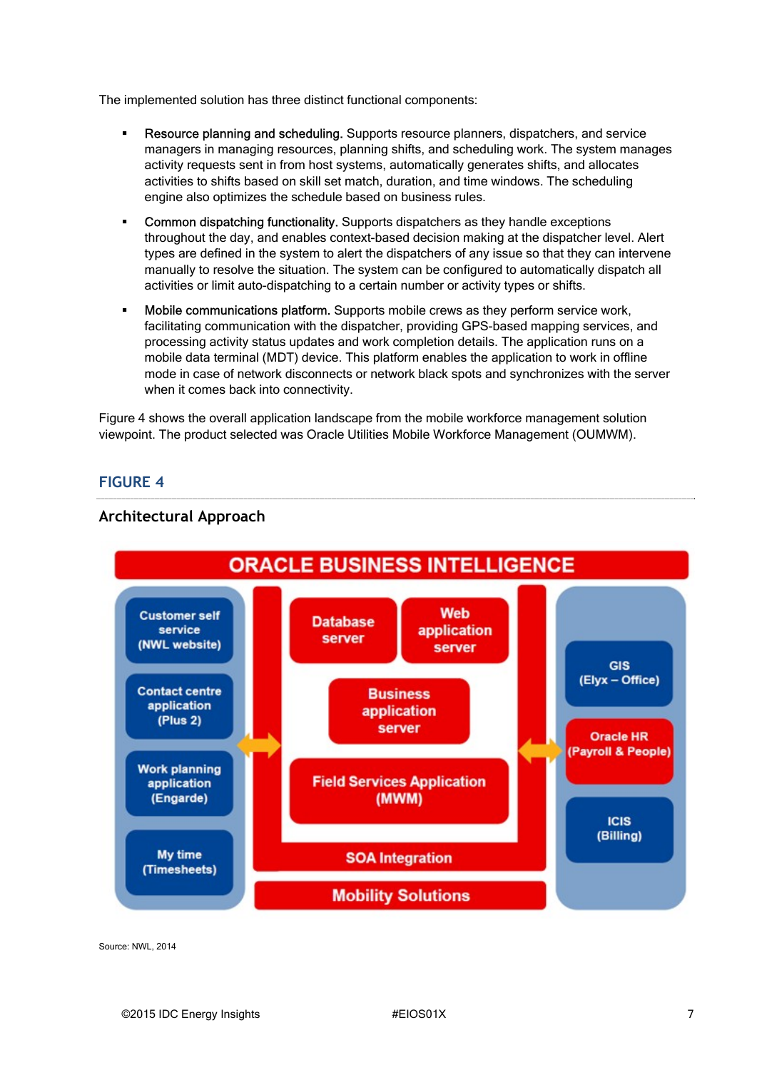The implemented solution has three distinct functional components:

- Resource planning and scheduling. Supports resource planners, dispatchers, and service managers in managing resources, planning shifts, and scheduling work. The system manages activity requests sent in from host systems, automatically generates shifts, and allocates activities to shifts based on skill set match, duration, and time windows. The scheduling engine also optimizes the schedule based on business rules.
- Common dispatching functionality. Supports dispatchers as they handle exceptions throughout the day, and enables context-based decision making at the dispatcher level. Alert types are defined in the system to alert the dispatchers of any issue so that they can intervene manually to resolve the situation. The system can be configured to automatically dispatch all activities or limit auto-dispatching to a certain number or activity types or shifts.
- Mobile communications platform. Supports mobile crews as they perform service work, facilitating communication with the dispatcher, providing GPS-based mapping services, and processing activity status updates and work completion details. The application runs on a mobile data terminal (MDT) device. This platform enables the application to work in offline mode in case of network disconnects or network black spots and synchronizes with the server when it comes back into connectivity.

Figure 4 shows the overall application landscape from the mobile workforce management solution viewpoint. The product selected was Oracle Utilities Mobile Workforce Management (OUMWM).

## FIGURE 4

### Architectural Approach

ORACLE BUSINESS INTELLIGENCE

Customer self service (NWL website)

Contact centre application (Plus 2)

Work planning application (Engarde)

My time (Timesheets)

Database server

Web application server

Business application server

Field Services Application (MWM)

SOA Integration

Mobility Solutions

GIS (Elyx – Office)

Oracle HR (Payroll & People)

ICIS (Billing)

Source: NWL, 2014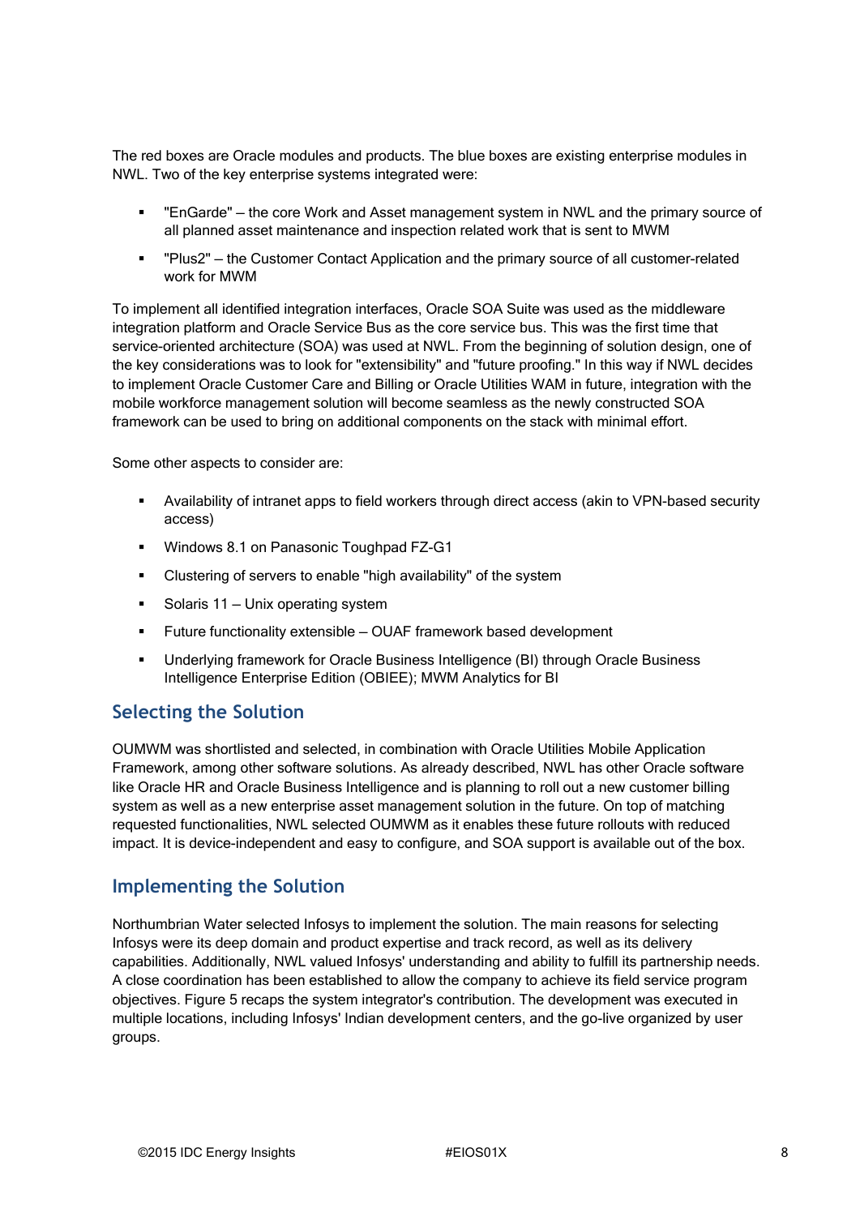The red boxes are Oracle modules and products. The blue boxes are existing enterprise modules in NWL. Two of the key enterprise systems integrated were:

- "EnGarde" – the core Work and Asset management system in NWL and the primary source of all planned asset maintenance and inspection related work that is sent to MWM
- "Plus2" – the Customer Contact Application and the primary source of all customer-related work for MWM

To implement all identified integration interfaces, Oracle SOA Suite was used as the middleware integration platform and Oracle Service Bus as the core service bus. This was the first time that service-oriented architecture (SOA) was used at NWL. From the beginning of solution design, one of the key considerations was to look for "extensibility" and "future proofing." In this way if NWL decides to implement Oracle Customer Care and Billing or Oracle Utilities WAM in future, integration with the mobile workforce management solution will become seamless as the newly constructed SOA framework can be used to bring on additional components on the stack with minimal effort.

Some other aspects to consider are:

- Availability of intranet apps to field workers through direct access (akin to VPN-based security access)
- Windows 8.1 on Panasonic Toughpad FZ-G1
- Clustering of servers to enable "high availability" of the system
- Solaris 11 – Unix operating system
- Future functionality extensible – OUAF framework based development
- Underlying framework for Oracle Business Intelligence (BI) through Oracle Business Intelligence Enterprise Edition (OBIEE); MWM Analytics for BI

## Selecting the Solution

OUMWM was shortlisted and selected, in combination with Oracle Utilities Mobile Application Framework, among other software solutions. As already described, NWL has other Oracle software like Oracle HR and Oracle Business Intelligence and is planning to roll out a new customer billing system as well as a new enterprise asset management solution in the future. On top of matching requested functionalities, NWL selected OUMWM as it enables these future rollouts with reduced impact. It is device-independent and easy to configure, and SOA support is available out of the box.

## Implementing the Solution

Northumbrian Water selected Infosys to implement the solution. The main reasons for selecting Infosys were its deep domain and product expertise and track record, as well as its delivery capabilities. Additionally, NWL valued Infosys' understanding and ability to fulfill its partnership needs. A close coordination has been established to allow the company to achieve its field service program objectives. Figure 5 recaps the system integrator's contribution. The development was executed in multiple locations, including Infosys' Indian development centers, and the go-live organized by user groups.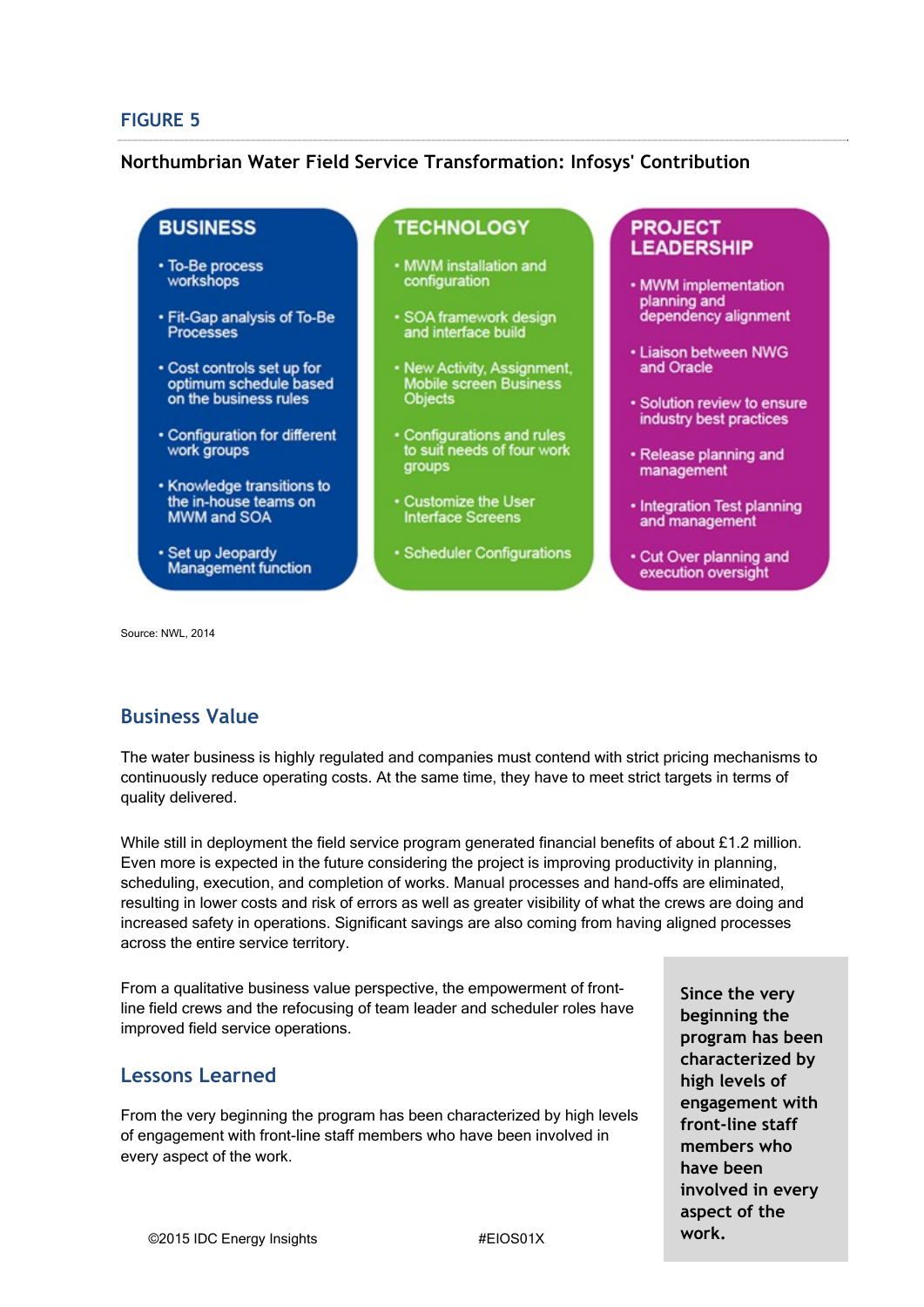## FIGURE 5

**Northumbrian Water Field Service Transformation: Infosys' Contribution**

| BUSINESS | TECHNOLOGY | PROJECT LEADERSHIP |
| --- | --- | --- |
| • To-Be process workshops | • MWM installation and configuration | • MWM implementation planning and dependency alignment |
| • Fit-Gap analysis of To-Be Processes | • SOA framework design and interface build | • Liaison between NWG and Oracle |
| • Cost controls set up for optimum schedule based on the business rules | • New Activity, Assignment, Mobile screen Business Objects | • Solution review to ensure industry best practices |
| • Configuration for different work groups | • Configurations and rules to suit needs of four work groups | • Release planning and management |
| • Knowledge transitions to the in-house teams on MWM and SOA | • Customize the User Interface Screens | • Integration Test planning and management |
| • Set up Jeopardy Management function | • Scheduler Configurations | • Cut Over planning and execution oversight |

Source: NWL, 2014

## Business Value

The water business is highly regulated and companies must contend with strict pricing mechanisms to continuously reduce operating costs. At the same time, they have to meet strict targets in terms of quality delivered.

While still in deployment the field service program generated financial benefits of about £1.2 million. Even more is expected in the future considering the project is improving productivity in planning, scheduling, execution, and completion of works. Manual processes and hand-offs are eliminated, resulting in lower costs and risk of errors as well as greater visibility of what the crews are doing and increased safety in operations. Significant savings are also coming from having aligned processes across the entire service territory.

From a qualitative business value perspective, the empowerment of front-line field crews and the refocusing of team leader and scheduler roles have improved field service operations.

## Lessons Learned

From the very beginning the program has been characterized by high levels of engagement with front-line staff members who have been involved in every aspect of the work.

**Since the very beginning the program has been characterized by high levels of engagement with front-line staff members who have been involved in every aspect of the work.**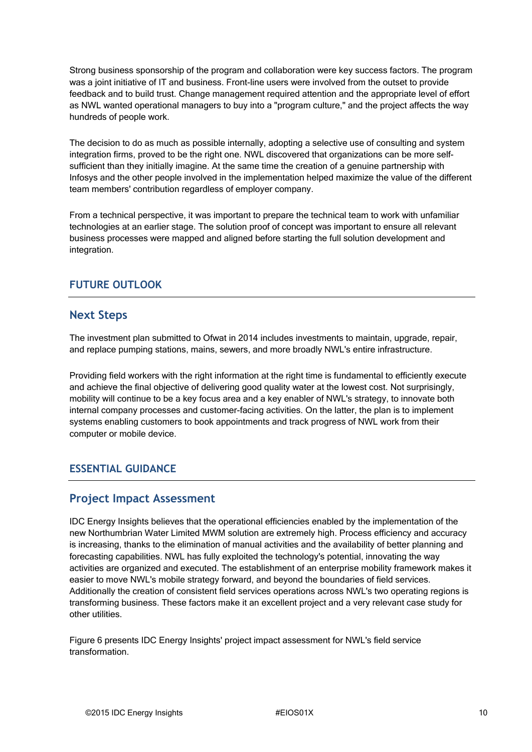Strong business sponsorship of the program and collaboration were key success factors. The program was a joint initiative of IT and business. Front-line users were involved from the outset to provide feedback and to build trust. Change management required attention and the appropriate level of effort as NWL wanted operational managers to buy into a "program culture," and the project affects the way hundreds of people work.

The decision to do as much as possible internally, adopting a selective use of consulting and system integration firms, proved to be the right one. NWL discovered that organizations can be more self-sufficient than they initially imagine. At the same time the creation of a genuine partnership with Infosys and the other people involved in the implementation helped maximize the value of the different team members' contribution regardless of employer company.

From a technical perspective, it was important to prepare the technical team to work with unfamiliar technologies at an earlier stage. The solution proof of concept was important to ensure all relevant business processes were mapped and aligned before starting the full solution development and integration.

# FUTURE OUTLOOK

## Next Steps

The investment plan submitted to Ofwat in 2014 includes investments to maintain, upgrade, repair, and replace pumping stations, mains, sewers, and more broadly NWL's entire infrastructure.

Providing field workers with the right information at the right time is fundamental to efficiently execute and achieve the final objective of delivering good quality water at the lowest cost. Not surprisingly, mobility will continue to be a key focus area and a key enabler of NWL's strategy, to innovate both internal company processes and customer-facing activities. On the latter, the plan is to implement systems enabling customers to book appointments and track progress of NWL work from their computer or mobile device.

# ESSENTIAL GUIDANCE

## Project Impact Assessment

IDC Energy Insights believes that the operational efficiencies enabled by the implementation of the new Northumbrian Water Limited MWM solution are extremely high. Process efficiency and accuracy is increasing, thanks to the elimination of manual activities and the availability of better planning and forecasting capabilities. NWL has fully exploited the technology's potential, innovating the way activities are organized and executed. The establishment of an enterprise mobility framework makes it easier to move NWL's mobile strategy forward, and beyond the boundaries of field services. Additionally the creation of consistent field services operations across NWL's two operating regions is transforming business. These factors make it an excellent project and a very relevant case study for other utilities.

Figure 6 presents IDC Energy Insights' project impact assessment for NWL's field service transformation.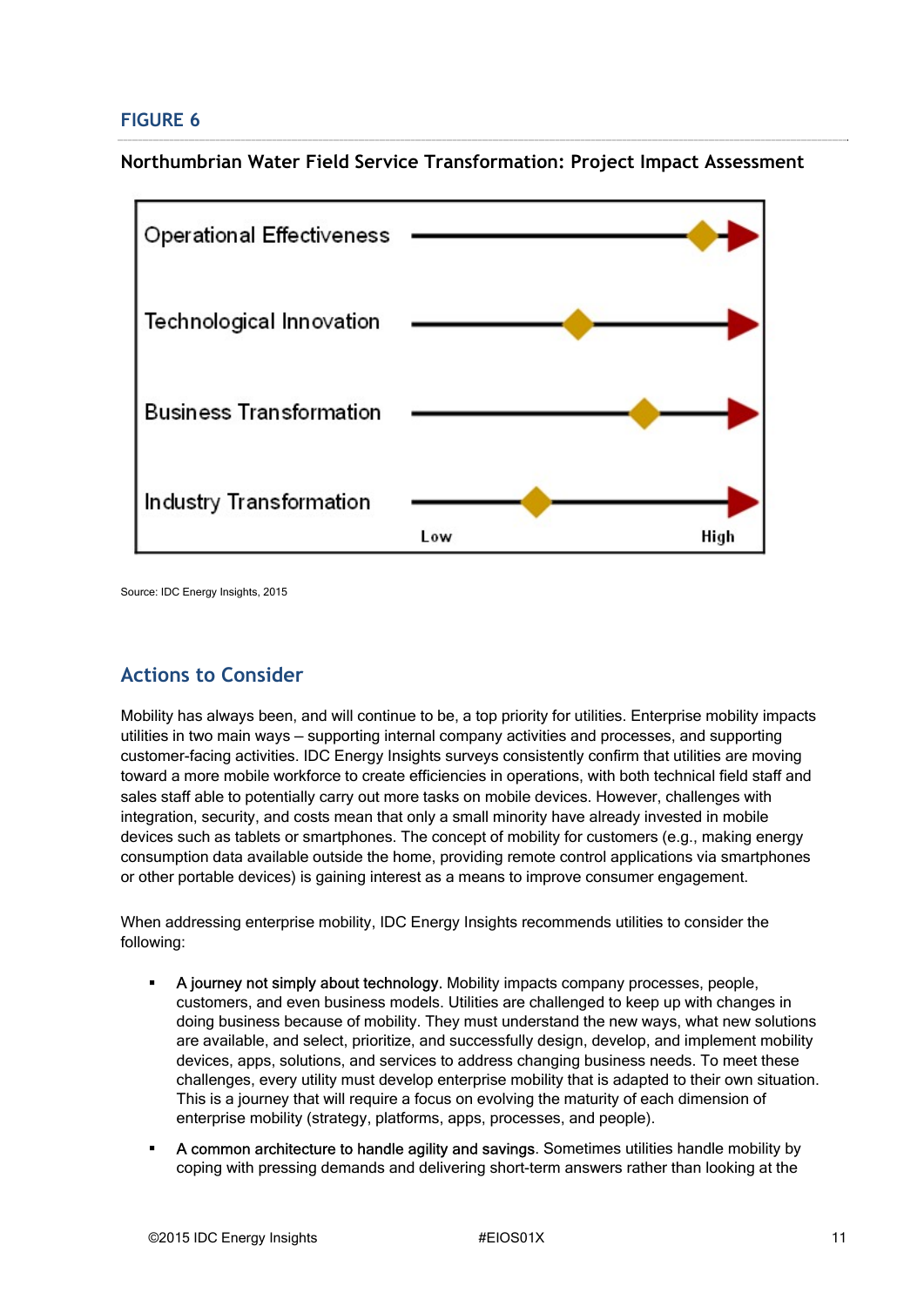## FIGURE 6

**Northumbrian Water Field Service Transformation: Project Impact Assessment**

| Dimension | Impact (Low → High) |
|---|---|
| Operational Effectiveness | |
| Technological Innovation | |
| Business Transformation | |
| Industry Transformation | |

Source: IDC Energy Insights, 2015

## Actions to Consider

Mobility has always been, and will continue to be, a top priority for utilities. Enterprise mobility impacts utilities in two main ways – supporting internal company activities and processes, and supporting customer-facing activities. IDC Energy Insights surveys consistently confirm that utilities are moving toward a more mobile workforce to create efficiencies in operations, with both technical field staff and sales staff able to potentially carry out more tasks on mobile devices. However, challenges with integration, security, and costs mean that only a small minority have already invested in mobile devices such as tablets or smartphones. The concept of mobility for customers (e.g., making energy consumption data available outside the home, providing remote control applications via smartphones or other portable devices) is gaining interest as a means to improve consumer engagement.

When addressing enterprise mobility, IDC Energy Insights recommends utilities to consider the following:

- A journey not simply about technology. Mobility impacts company processes, people, customers, and even business models. Utilities are challenged to keep up with changes in doing business because of mobility. They must understand the new ways, what new solutions are available, and select, prioritize, and successfully design, develop, and implement mobility devices, apps, solutions, and services to address changing business needs. To meet these challenges, every utility must develop enterprise mobility that is adapted to their own situation. This is a journey that will require a focus on evolving the maturity of each dimension of enterprise mobility (strategy, platforms, apps, processes, and people).
- A common architecture to handle agility and savings. Sometimes utilities handle mobility by coping with pressing demands and delivering short-term answers rather than looking at the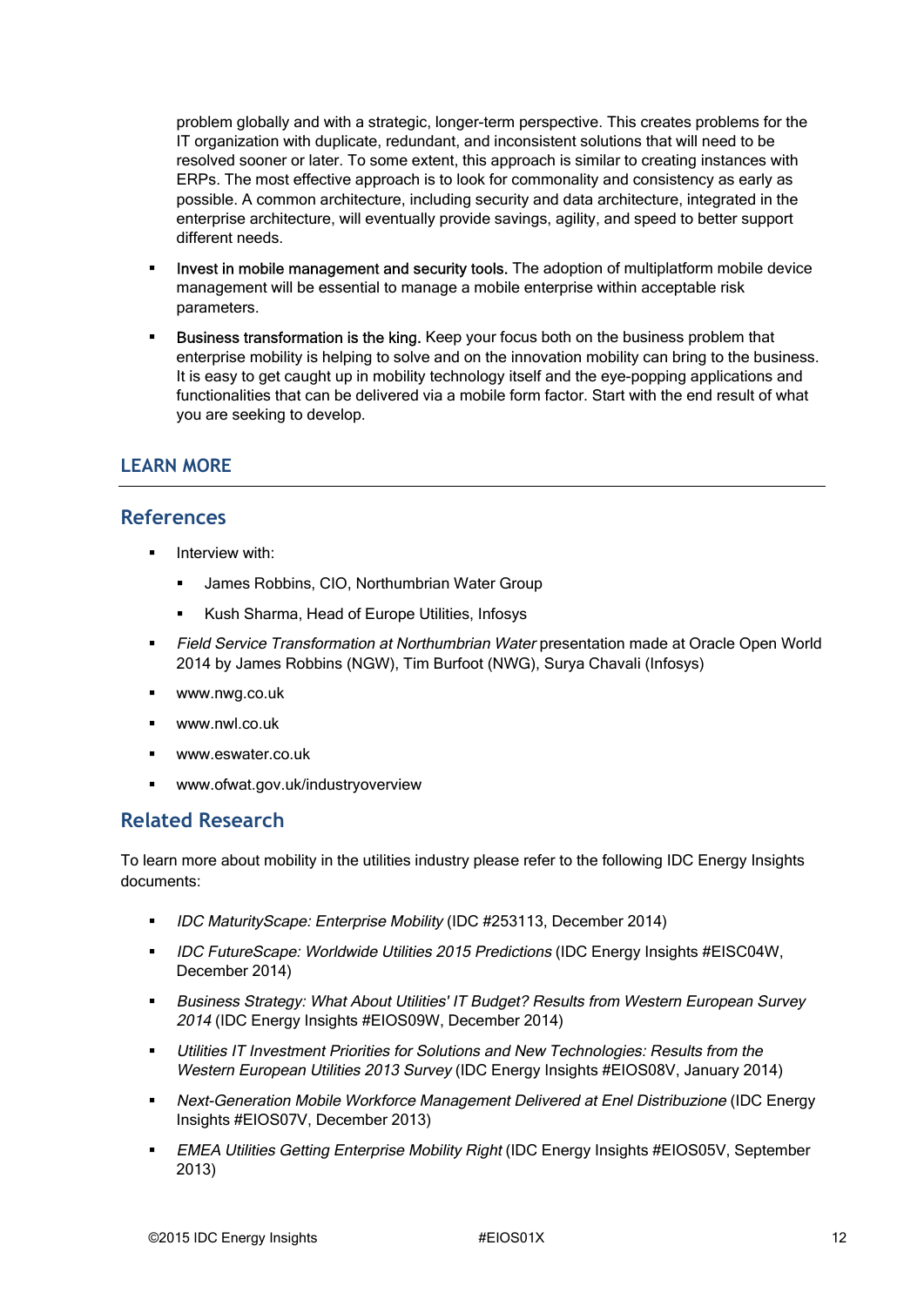problem globally and with a strategic, longer-term perspective. This creates problems for the IT organization with duplicate, redundant, and inconsistent solutions that will need to be resolved sooner or later. To some extent, this approach is similar to creating instances with ERPs. The most effective approach is to look for commonality and consistency as early as possible. A common architecture, including security and data architecture, integrated in the enterprise architecture, will eventually provide savings, agility, and speed to better support different needs.

- Invest in mobile management and security tools. The adoption of multiplatform mobile device management will be essential to manage a mobile enterprise within acceptable risk parameters.
- Business transformation is the king. Keep your focus both on the business problem that enterprise mobility is helping to solve and on the innovation mobility can bring to the business. It is easy to get caught up in mobility technology itself and the eye-popping applications and functionalities that can be delivered via a mobile form factor. Start with the end result of what you are seeking to develop.

## LEARN MORE

### References

- Interview with:
  - James Robbins, CIO, Northumbrian Water Group
  - Kush Sharma, Head of Europe Utilities, Infosys
- *Field Service Transformation at Northumbrian Water* presentation made at Oracle Open World 2014 by James Robbins (NGW), Tim Burfoot (NWG), Surya Chavali (Infosys)
- www.nwg.co.uk
- www.nwl.co.uk
- www.eswater.co.uk
- www.ofwat.gov.uk/industryoverview

### Related Research

To learn more about mobility in the utilities industry please refer to the following IDC Energy Insights documents:

- *IDC MaturityScape: Enterprise Mobility* (IDC #253113, December 2014)
- *IDC FutureScape: Worldwide Utilities 2015 Predictions* (IDC Energy Insights #EISC04W, December 2014)
- *Business Strategy: What About Utilities' IT Budget? Results from Western European Survey 2014* (IDC Energy Insights #EIOS09W, December 2014)
- *Utilities IT Investment Priorities for Solutions and New Technologies: Results from the Western European Utilities 2013 Survey* (IDC Energy Insights #EIOS08V, January 2014)
- *Next-Generation Mobile Workforce Management Delivered at Enel Distribuzione* (IDC Energy Insights #EIOS07V, December 2013)
- *EMEA Utilities Getting Enterprise Mobility Right* (IDC Energy Insights #EIOS05V, September 2013)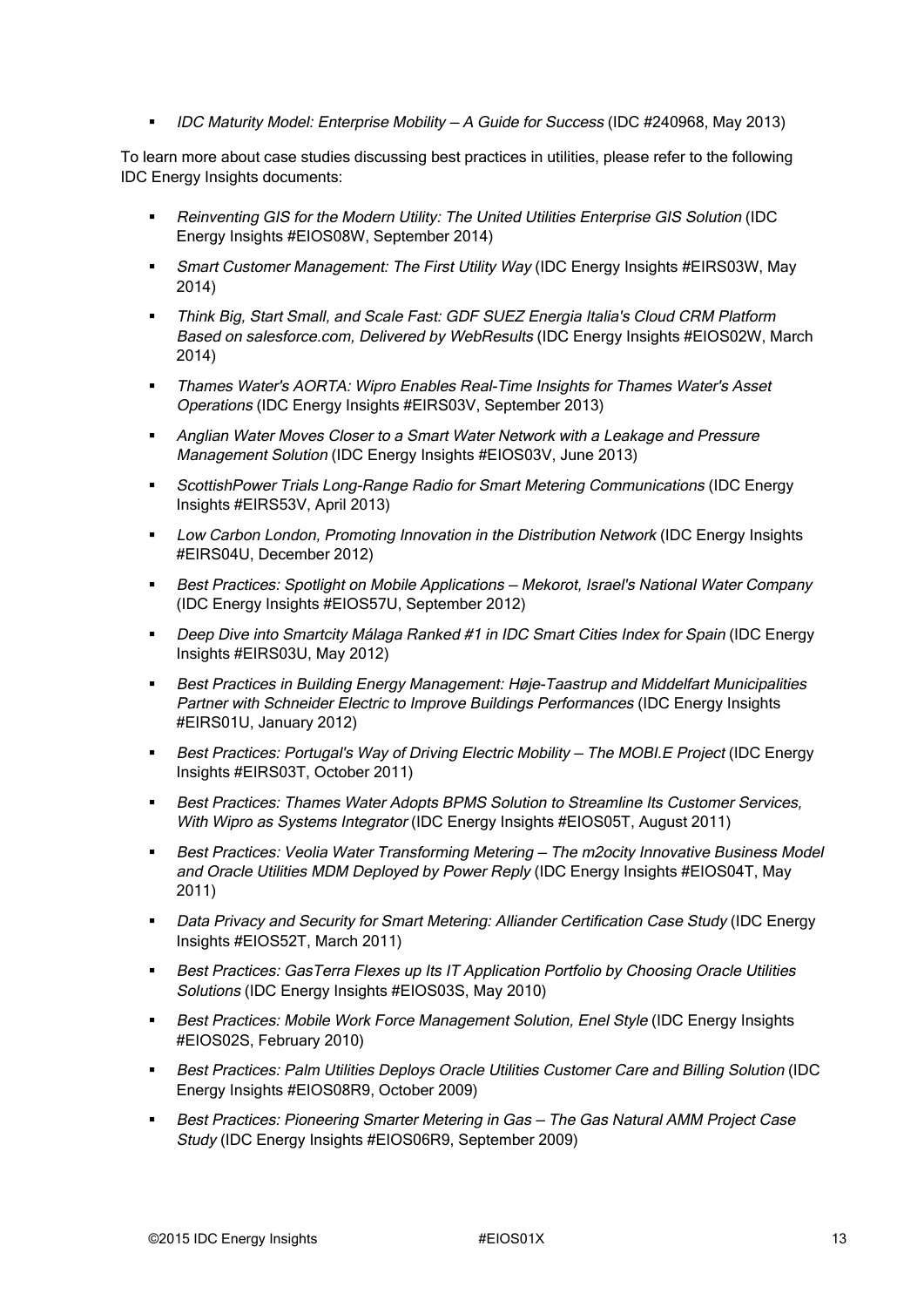- *IDC Maturity Model: Enterprise Mobility — A Guide for Success* (IDC #240968, May 2013)

To learn more about case studies discussing best practices in utilities, please refer to the following IDC Energy Insights documents:

- *Reinventing GIS for the Modern Utility: The United Utilities Enterprise GIS Solution* (IDC Energy Insights #EIOS08W, September 2014)
- *Smart Customer Management: The First Utility Way* (IDC Energy Insights #EIRS03W, May 2014)
- *Think Big, Start Small, and Scale Fast: GDF SUEZ Energia Italia's Cloud CRM Platform Based on salesforce.com, Delivered by WebResults* (IDC Energy Insights #EIOS02W, March 2014)
- *Thames Water's AORTA: Wipro Enables Real-Time Insights for Thames Water's Asset Operations* (IDC Energy Insights #EIRS03V, September 2013)
- *Anglian Water Moves Closer to a Smart Water Network with a Leakage and Pressure Management Solution* (IDC Energy Insights #EIOS03V, June 2013)
- *ScottishPower Trials Long-Range Radio for Smart Metering Communications* (IDC Energy Insights #EIRS53V, April 2013)
- *Low Carbon London, Promoting Innovation in the Distribution Network* (IDC Energy Insights #EIRS04U, December 2012)
- *Best Practices: Spotlight on Mobile Applications — Mekorot, Israel's National Water Company* (IDC Energy Insights #EIOS57U, September 2012)
- *Deep Dive into Smartcity Málaga Ranked #1 in IDC Smart Cities Index for Spain* (IDC Energy Insights #EIRS03U, May 2012)
- *Best Practices in Building Energy Management: Høje-Taastrup and Middelfart Municipalities Partner with Schneider Electric to Improve Buildings Performances* (IDC Energy Insights #EIRS01U, January 2012)
- *Best Practices: Portugal's Way of Driving Electric Mobility — The MOBI.E Project* (IDC Energy Insights #EIRS03T, October 2011)
- *Best Practices: Thames Water Adopts BPMS Solution to Streamline Its Customer Services, With Wipro as Systems Integrator* (IDC Energy Insights #EIOS05T, August 2011)
- *Best Practices: Veolia Water Transforming Metering — The m2ocity Innovative Business Model and Oracle Utilities MDM Deployed by Power Reply* (IDC Energy Insights #EIOS04T, May 2011)
- *Data Privacy and Security for Smart Metering: Alliander Certification Case Study* (IDC Energy Insights #EIOS52T, March 2011)
- *Best Practices: GasTerra Flexes up Its IT Application Portfolio by Choosing Oracle Utilities Solutions* (IDC Energy Insights #EIOS03S, May 2010)
- *Best Practices: Mobile Work Force Management Solution, Enel Style* (IDC Energy Insights #EIOS02S, February 2010)
- *Best Practices: Palm Utilities Deploys Oracle Utilities Customer Care and Billing Solution* (IDC Energy Insights #EIOS08R9, October 2009)
- *Best Practices: Pioneering Smarter Metering in Gas — The Gas Natural AMM Project Case Study* (IDC Energy Insights #EIOS06R9, September 2009)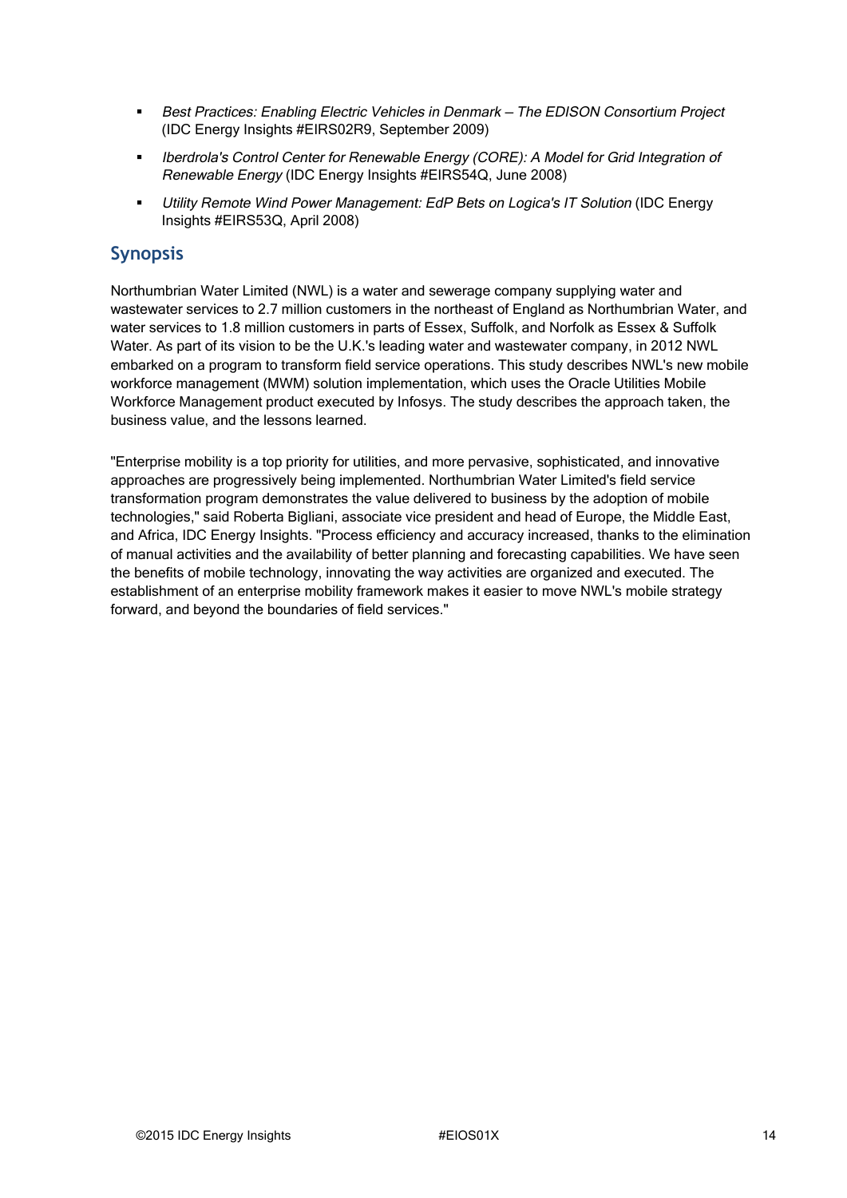- *Best Practices: Enabling Electric Vehicles in Denmark — The EDISON Consortium Project* (IDC Energy Insights #EIRS02R9, September 2009)
- *Iberdrola's Control Center for Renewable Energy (CORE): A Model for Grid Integration of Renewable Energy* (IDC Energy Insights #EIRS54Q, June 2008)
- *Utility Remote Wind Power Management: EdP Bets on Logica's IT Solution* (IDC Energy Insights #EIRS53Q, April 2008)

## Synopsis

Northumbrian Water Limited (NWL) is a water and sewerage company supplying water and wastewater services to 2.7 million customers in the northeast of England as Northumbrian Water, and water services to 1.8 million customers in parts of Essex, Suffolk, and Norfolk as Essex & Suffolk Water. As part of its vision to be the U.K.'s leading water and wastewater company, in 2012 NWL embarked on a program to transform field service operations. This study describes NWL's new mobile workforce management (MWM) solution implementation, which uses the Oracle Utilities Mobile Workforce Management product executed by Infosys. The study describes the approach taken, the business value, and the lessons learned.

"Enterprise mobility is a top priority for utilities, and more pervasive, sophisticated, and innovative approaches are progressively being implemented. Northumbrian Water Limited's field service transformation program demonstrates the value delivered to business by the adoption of mobile technologies," said Roberta Bigliani, associate vice president and head of Europe, the Middle East, and Africa, IDC Energy Insights. "Process efficiency and accuracy increased, thanks to the elimination of manual activities and the availability of better planning and forecasting capabilities. We have seen the benefits of mobile technology, innovating the way activities are organized and executed. The establishment of an enterprise mobility framework makes it easier to move NWL's mobile strategy forward, and beyond the boundaries of field services."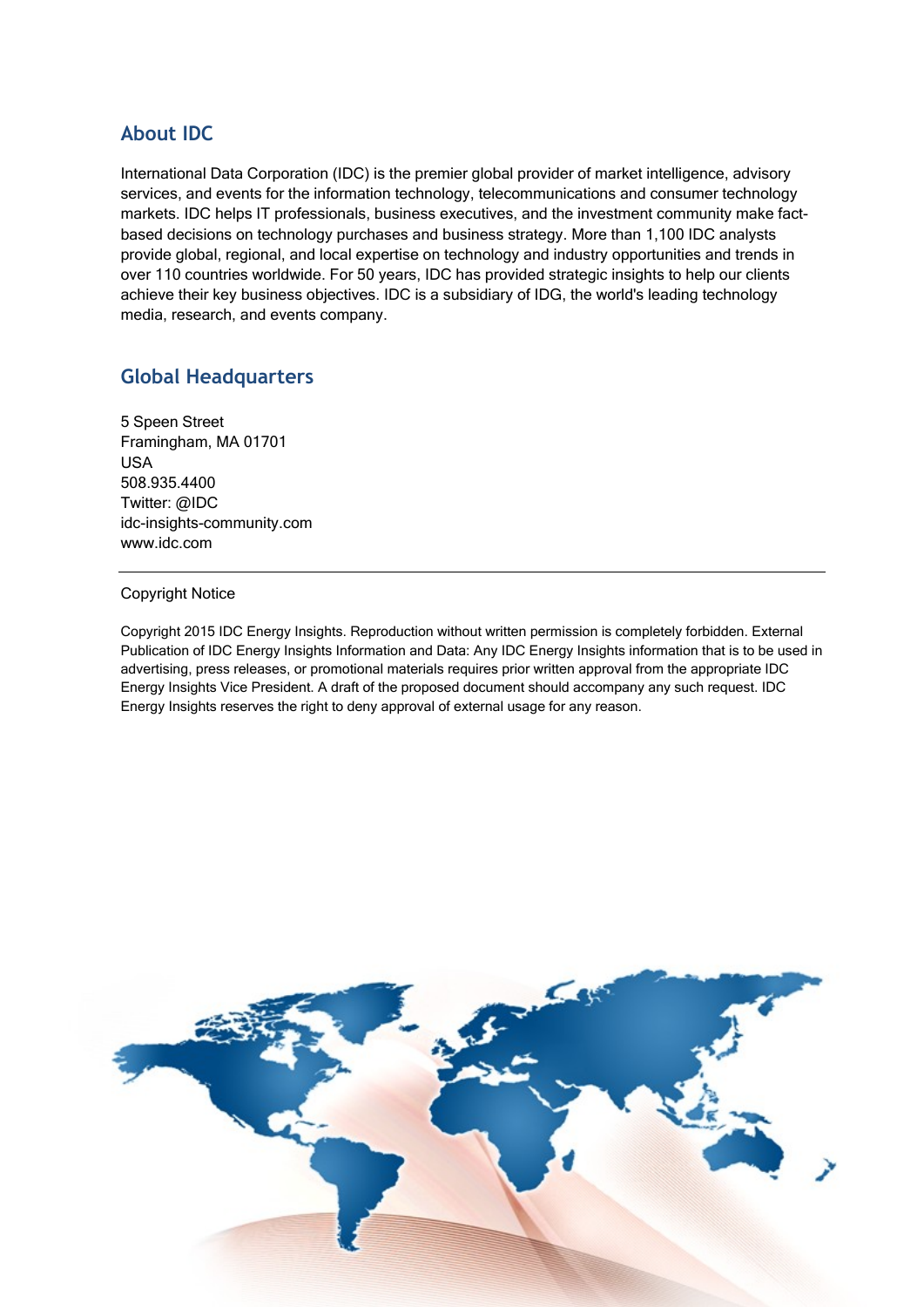## About IDC

International Data Corporation (IDC) is the premier global provider of market intelligence, advisory services, and events for the information technology, telecommunications and consumer technology markets. IDC helps IT professionals, business executives, and the investment community make fact-based decisions on technology purchases and business strategy. More than 1,100 IDC analysts provide global, regional, and local expertise on technology and industry opportunities and trends in over 110 countries worldwide. For 50 years, IDC has provided strategic insights to help our clients achieve their key business objectives. IDC is a subsidiary of IDG, the world's leading technology media, research, and events company.

## Global Headquarters

5 Speen Street
Framingham, MA 01701
USA
508.935.4400
Twitter: @IDC
idc-insights-community.com
www.idc.com

---

Copyright Notice

Copyright 2015 IDC Energy Insights. Reproduction without written permission is completely forbidden. External Publication of IDC Energy Insights Information and Data: Any IDC Energy Insights information that is to be used in advertising, press releases, or promotional materials requires prior written approval from the appropriate IDC Energy Insights Vice President. A draft of the proposed document should accompany any such request. IDC Energy Insights reserves the right to deny approval of external usage for any reason.